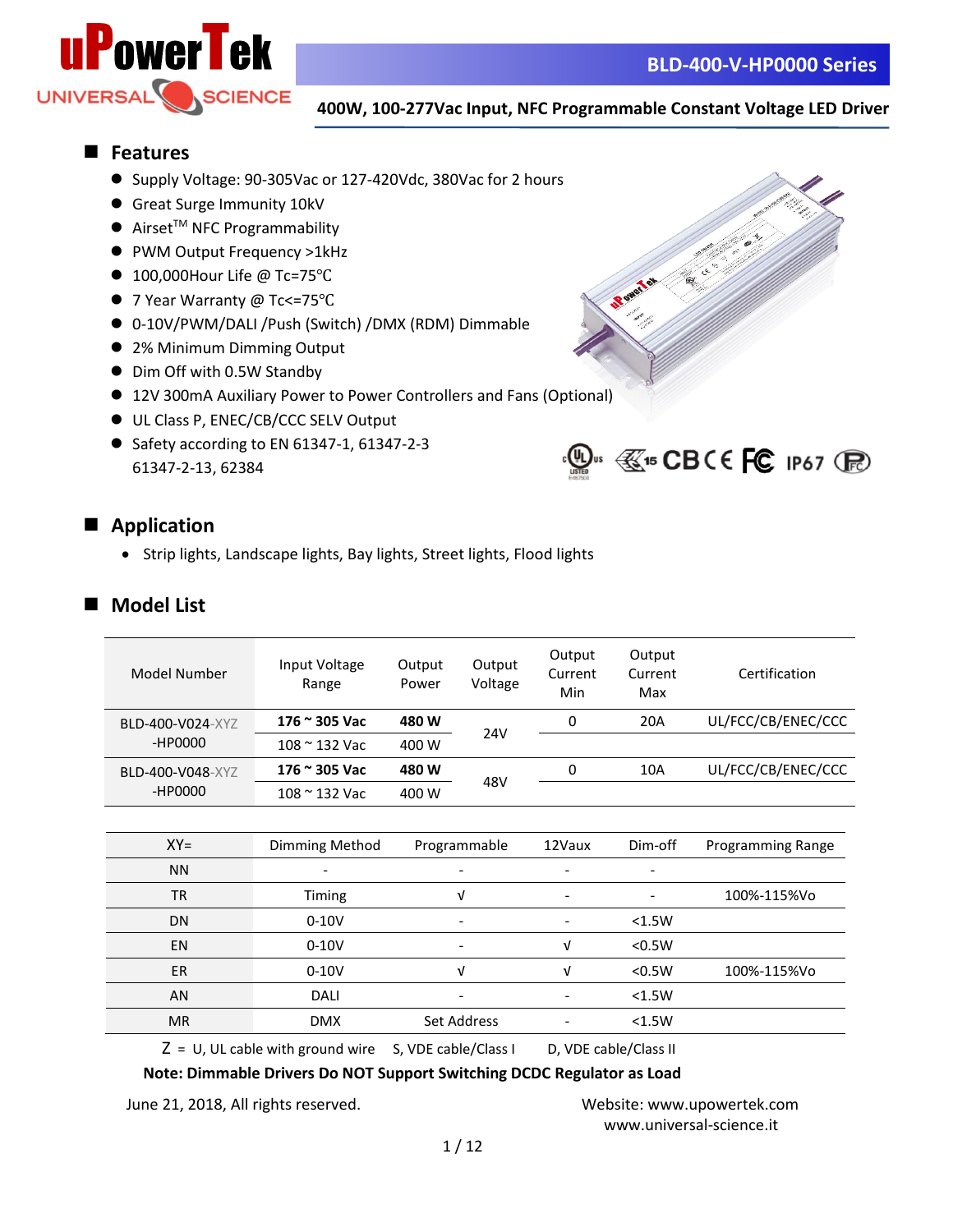# BLD-400-V-HP0000 Series

## 400W, 100-277Vac Input, NFC Programmable Constant Voltage LED Driver

## Features

- Supply Voltage: 90-305Vac or 127-420Vdc, 380Vac for 2 hours
- Great Surge Immunity 10kV
- Airset™ NFC Programmability
- PWM Output Frequency >1kHz
- 100,000Hour Life @ Tc=75℃
- 7 Year Warranty @ Tc<=75℃
- 0-10V/PWM/DALI /Push (Switch) /DMX (RDM) Dimmable
- 2% Minimum Dimming Output
- Dim Off with 0.5W Standby
- 12V 300mA Auxiliary Power to Power Controllers and Fans (Optional)
- UL Class P, ENEC/CB/CCC SELV Output
- Safety according to EN 61347-1, 61347-2-3 61347-2-13, 62384

## Application

- Strip lights, Landscape lights, Bay lights, Street lights, Flood lights

## Model List

| Model Number | Input Voltage Range | Output Power | Output Voltage | Output Current Min | Output Current Max | Certification |
|---|---|---|---|---|---|---|
| BLD-400-V024-XYZ-HP0000 | **176 ~ 305 Vac** | **480 W** | 24V | 0 | 20A | UL/FCC/CB/ENEC/CCC |
| | 108 ~ 132 Vac | 400 W | | | | |
| BLD-400-V048-XYZ-HP0000 | **176 ~ 305 Vac** | **480 W** | 48V | 0 | 10A | UL/FCC/CB/ENEC/CCC |
| | 108 ~ 132 Vac | 400 W | | | | |

| XY= | Dimming Method | Programmable | 12Vaux | Dim-off | Programming Range |
|---|---|---|---|---|---|
| NN | - | - | - | - | |
| TR | Timing | √ | - | - | 100%-115%Vo |
| DN | 0-10V | - | - | <1.5W | |
| EN | 0-10V | - | √ | <0.5W | |
| ER | 0-10V | √ | √ | <0.5W | 100%-115%Vo |
| AN | DALI | - | - | <1.5W | |
| MR | DMX | Set Address | - | <1.5W | |

Z = U, UL cable with ground wire    S, VDE cable/Class I    D, VDE cable/Class II

**Note: Dimmable Drivers Do NOT Support Switching DCDC Regulator as Load**

June 21, 2018, All rights reserved.

Website: www.upowertek.com
www.universal-science.it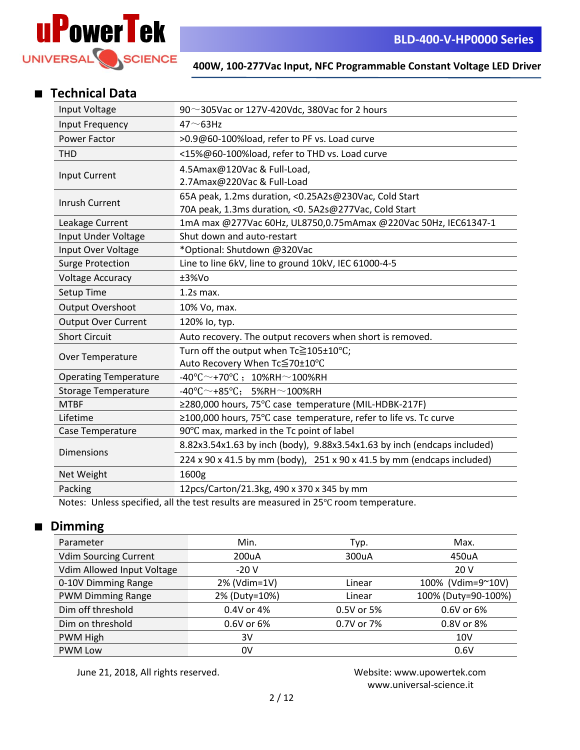## Technical Data

| | |
|---|---|
| Input Voltage | 90～305Vac or 127V-420Vdc, 380Vac for 2 hours |
| Input Frequency | 47～63Hz |
| Power Factor | >0.9@60-100%load, refer to PF vs. Load curve |
| THD | <15%@60-100%load, refer to THD vs. Load curve |
| Input Current | 4.5Amax@120Vac & Full-Load,<br>2.7Amax@220Vac & Full-Load |
| Inrush Current | 65A peak, 1.2ms duration, <0.25A2s@230Vac, Cold Start<br>70A peak, 1.3ms duration, <0. 5A2s@277Vac, Cold Start |
| Leakage Current | 1mA max @277Vac 60Hz, UL8750,0.75mAmax @220Vac 50Hz, IEC61347-1 |
| Input Under Voltage | Shut down and auto-restart |
| Input Over Voltage | *Optional: Shutdown @320Vac |
| Surge Protection | Line to line 6kV, line to ground 10kV, IEC 61000-4-5 |
| Voltage Accuracy | ±3%Vo |
| Setup Time | 1.2s max. |
| Output Overshoot | 10% Vo, max. |
| Output Over Current | 120% Io, typ. |
| Short Circuit | Auto recovery. The output recovers when short is removed. |
| Over Temperature | Turn off the output when Tc≧105±10℃;<br>Auto Recovery When Tc≦70±10℃ |
| Operating Temperature | -40℃～+70℃； 10%RH～100%RH |
| Storage Temperature | -40℃～+85℃; 5%RH～100%RH |
| MTBF | ≥280,000 hours, 75℃ case temperature (MIL-HDBK-217F) |
| Lifetime | ≥100,000 hours, 75℃ case temperature, refer to life vs. Tc curve |
| Case Temperature | 90℃ max, marked in the Tc point of label |
| Dimensions | 8.82x3.54x1.63 by inch (body), 9.88x3.54x1.63 by inch (endcaps included)<br>224 x 90 x 41.5 by mm (body), 251 x 90 x 41.5 by mm (endcaps included) |
| Net Weight | 1600g |
| Packing | 12pcs/Carton/21.3kg, 490 x 370 x 345 by mm |

Notes: Unless specified, all the test results are measured in 25℃ room temperature.

## Dimming

| Parameter | Min. | Typ. | Max. |
|---|---|---|---|
| Vdim Sourcing Current | 200uA | 300uA | 450uA |
| Vdim Allowed Input Voltage | -20 V | | 20 V |
| 0-10V Dimming Range | 2% (Vdim=1V) | Linear | 100% (Vdim=9~10V) |
| PWM Dimming Range | 2% (Duty=10%) | Linear | 100% (Duty=90-100%) |
| Dim off threshold | 0.4V or 4% | 0.5V or 5% | 0.6V or 6% |
| Dim on threshold | 0.6V or 6% | 0.7V or 7% | 0.8V or 8% |
| PWM High | 3V | | 10V |
| PWM Low | 0V | | 0.6V |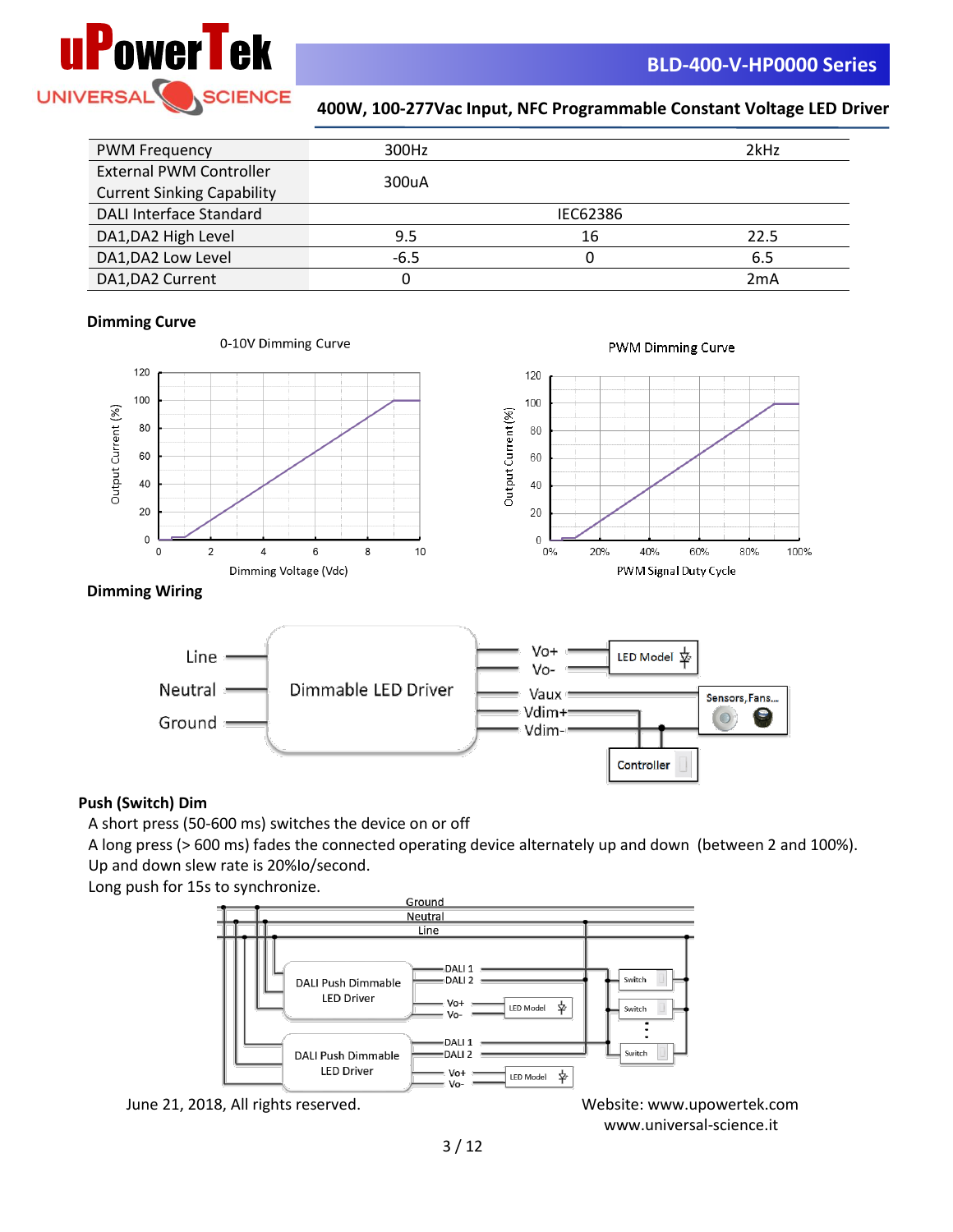| PWM Frequency | 300Hz | | 2kHz |
|---|---|---|---|
| External PWM Controller Current Sinking Capability | 300uA | | |
| DALI Interface Standard | | IEC62386 | |
| DA1,DA2 High Level | 9.5 | 16 | 22.5 |
| DA1,DA2 Low Level | -6.5 | 0 | 6.5 |
| DA1,DA2 Current | 0 | | 2mA |

**Dimming Curve**

**Dimming Wiring**

**Push (Switch) Dim**

A short press (50-600 ms) switches the device on or off

A long press (> 600 ms) fades the connected operating device alternately up and down (between 2 and 100%).

Up and down slew rate is 20%Io/second.

Long push for 15s to synchronize.

June 21, 2018, All rights reserved.

Website: www.upowertek.com
www.universal-science.it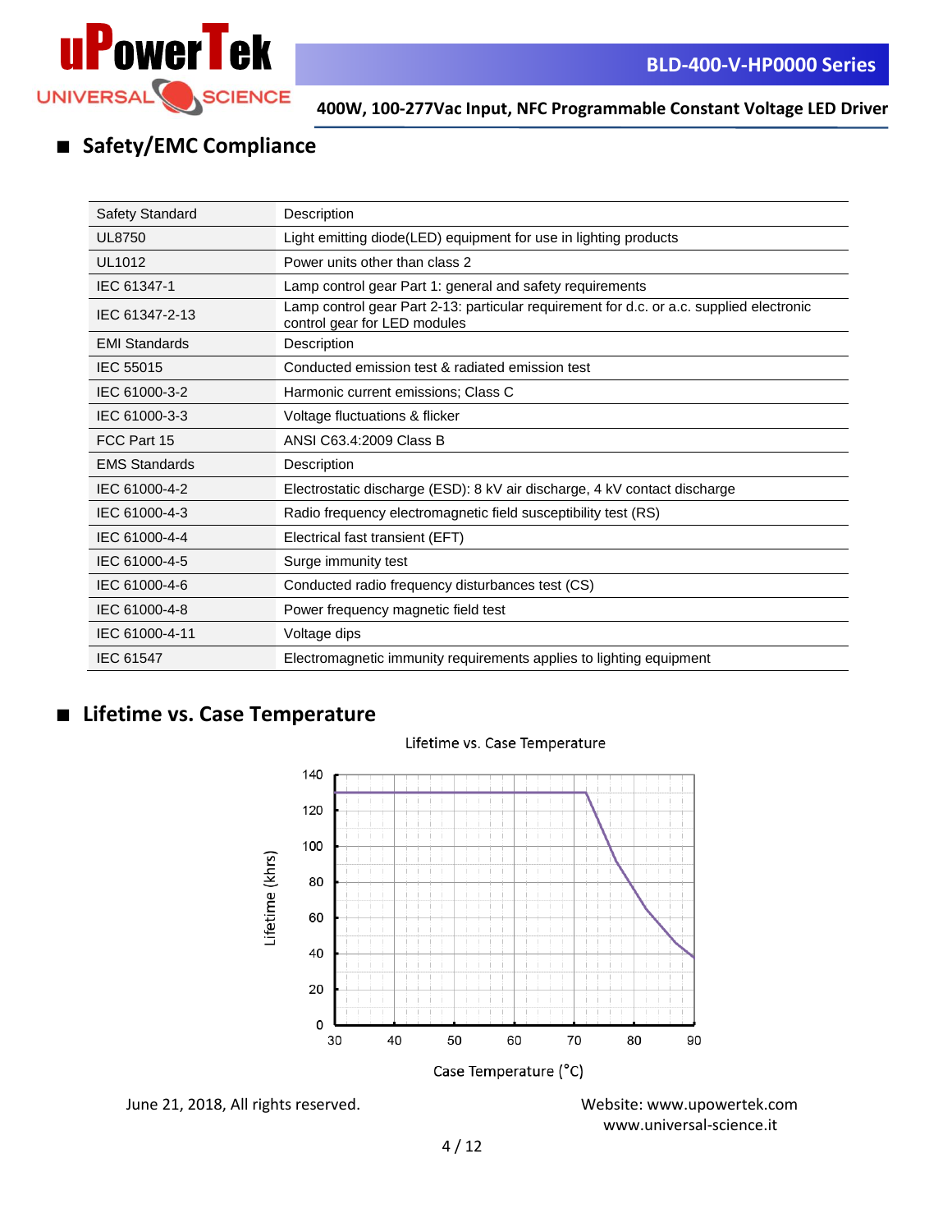## ■ Safety/EMC Compliance

| Safety Standard | Description |
|---|---|
| UL8750 | Light emitting diode(LED) equipment for use in lighting products |
| UL1012 | Power units other than class 2 |
| IEC 61347-1 | Lamp control gear Part 1: general and safety requirements |
| IEC 61347-2-13 | Lamp control gear Part 2-13: particular requirement for d.c. or a.c. supplied electronic control gear for LED modules |
| **EMI Standards** | **Description** |
| IEC 55015 | Conducted emission test & radiated emission test |
| IEC 61000-3-2 | Harmonic current emissions; Class C |
| IEC 61000-3-3 | Voltage fluctuations & flicker |
| FCC Part 15 | ANSI C63.4:2009 Class B |
| **EMS Standards** | **Description** |
| IEC 61000-4-2 | Electrostatic discharge (ESD): 8 kV air discharge, 4 kV contact discharge |
| IEC 61000-4-3 | Radio frequency electromagnetic field susceptibility test (RS) |
| IEC 61000-4-4 | Electrical fast transient (EFT) |
| IEC 61000-4-5 | Surge immunity test |
| IEC 61000-4-6 | Conducted radio frequency disturbances test (CS) |
| IEC 61000-4-8 | Power frequency magnetic field test |
| IEC 61000-4-11 | Voltage dips |
| IEC 61547 | Electromagnetic immunity requirements applies to lighting equipment |

## ■ Lifetime vs. Case Temperature

Lifetime vs. Case Temperature

Lifetime (khrs) vs. Case Temperature (°C)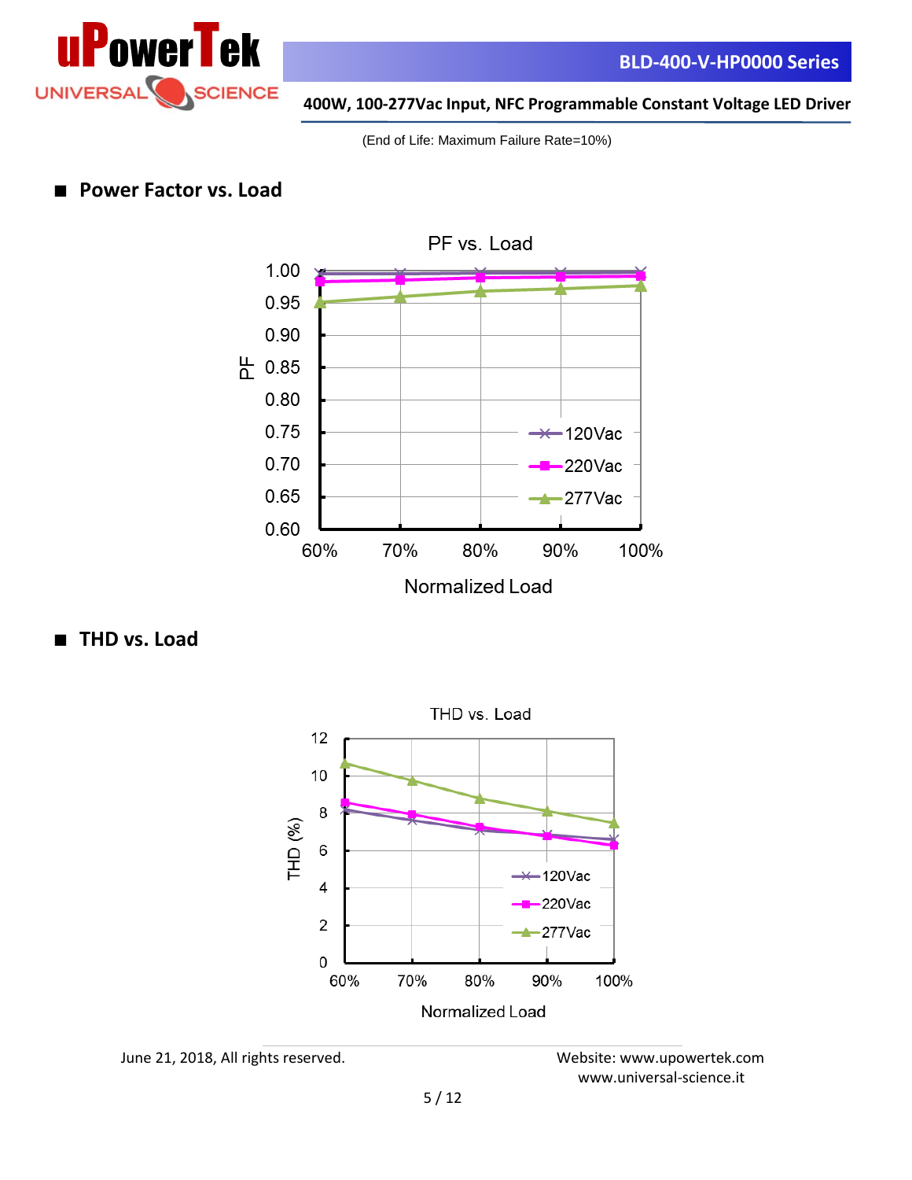(End of Life: Maximum Failure Rate=10%)

## ■ Power Factor vs. Load

PF vs. Load

PF

Normalized Load

120Vac
220Vac
277Vac

## ■ THD vs. Load

THD vs. Load

THD (%)

Normalized Load

120Vac
220Vac
277Vac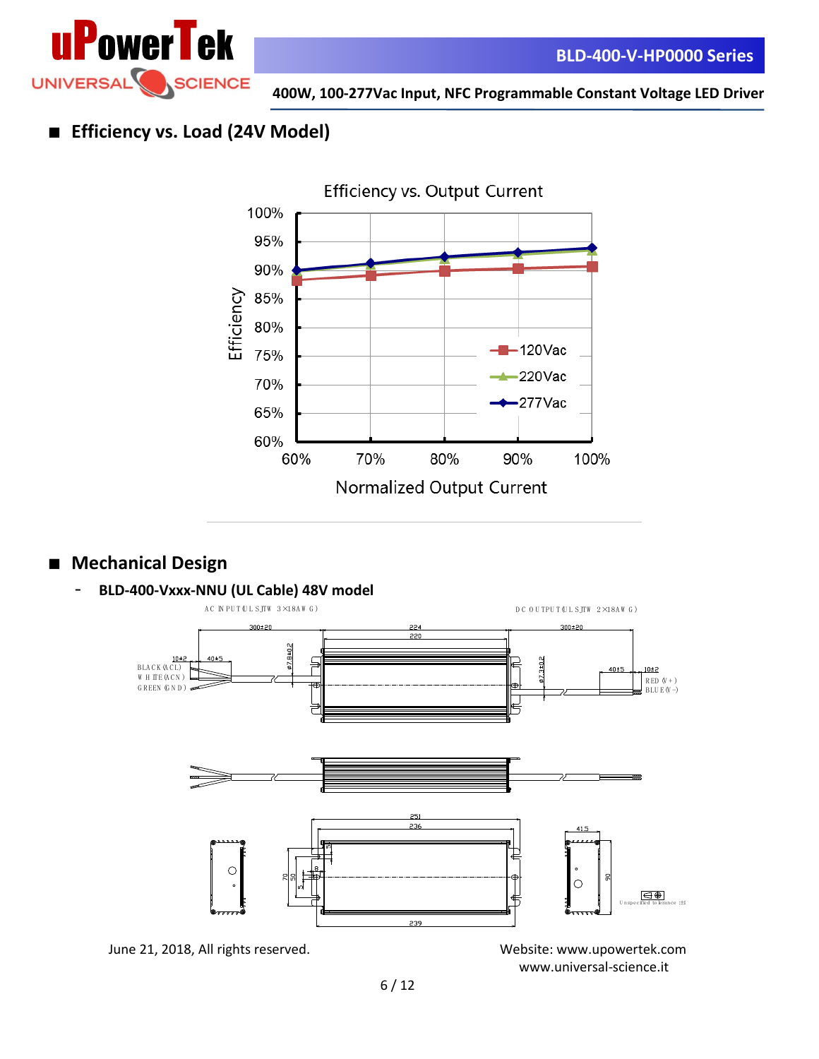## Efficiency vs. Load (24V Model)

Efficiency vs. Output Current

| Normalized Output Current | 120Vac | 220Vac | 277Vac |
|---|---|---|---|
| 60% | ~88% | ~90% | ~90% |
| 70% | ~89% | ~91% | ~91% |
| 80% | ~90% | ~92% | ~92.5% |
| 90% | ~90.5% | ~93% | ~93% |
| 100% | ~91% | ~93.5% | ~94% |

## Mechanical Design

- **BLD-400-Vxxx-NNU (UL Cable) 48V model**

AC INPUT (UL SJTW 3×18AWG)

DC OUTPUT (UL SJTW 2×18AWG)

BLACK (ACL)
WHITE (ACN)
GREEN (GND)

RED (V+)
BLUE (V-)

Dimensions: 300±20, 224, 220, 300±20, 10±2, 40±5, ø7.8±0.2, ø7.3±0.2, 40±5, 10±2, 251, 236, 239, 41.5, 90, 70, 50, 5, 8

Unspecified tolerance: ±1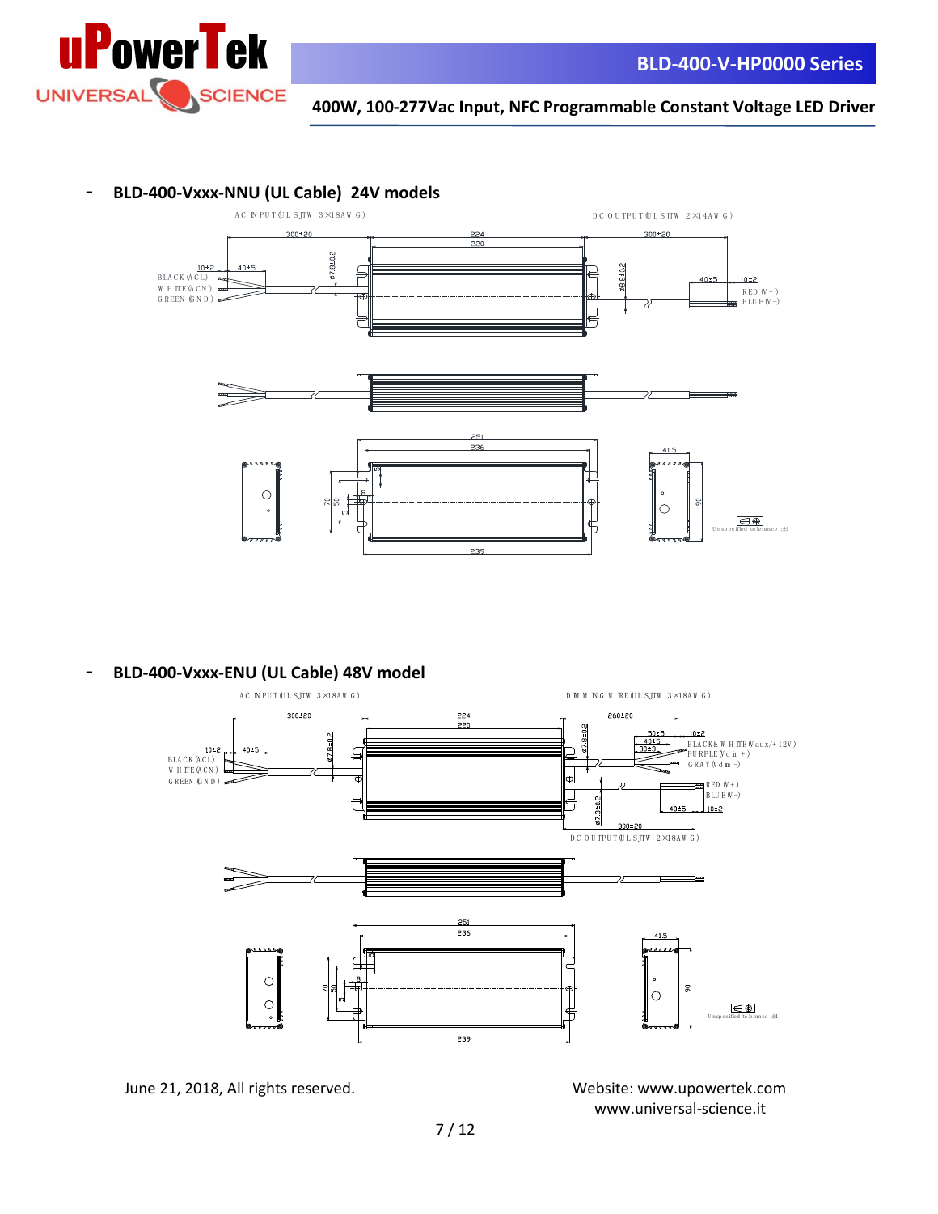- **BLD-400-Vxxx-NNU (UL Cable) 24V models**

AC INPUT (UL SJTW 3×18AWG)

DC OUTPUT (UL SJTW 2×14AWG)

300±20 | 224 | 220 | 300±20

10±2 | 40±5 | ø7.8±0.2 | ø8.8±0.2 | 40±5 | 10±2

BLACK (ACL)
WHITE (ACN)
GREEN (GND)

RED (V+)
BLUE (V−)

251 | 236 | 239 | 70 | 50 | 5 | 10 | 5 | 41.5 | 90

Unspecified tolerance ±1

- **BLD-400-Vxxx-ENU (UL Cable) 48V model**

AC INPUT (UL SJTW 3×18AWG)

DIMMING WIRE (UL SJTW 3×18AWG)

300±20 | 224 | 220 | 260±20

10±2 | 40±5 | ø7.8±0.2 | ø7.8±0.2 | 50±5 | 40±5 | 30±3 | 10±2

BLACK (ACL)
WHITE (ACN)
GREEN (GND)

BLACK & WHITE (Vaux/+12V)
PURPLE (Vdim+)
GRAY (Vdim−)

RED (V+)
BLUE (V−)

ø7.3±0.2 | 300±20 | 40±5 | 10±2

DC OUTPUT (UL SJTW 2×18AWG)

251 | 236 | 239 | 70 | 50 | 5 | 10 | 5 | 41.5 | 90

Unspecified tolerance ±1

June 21, 2018, All rights reserved.

Website: www.upowertek.com
www.universal-science.it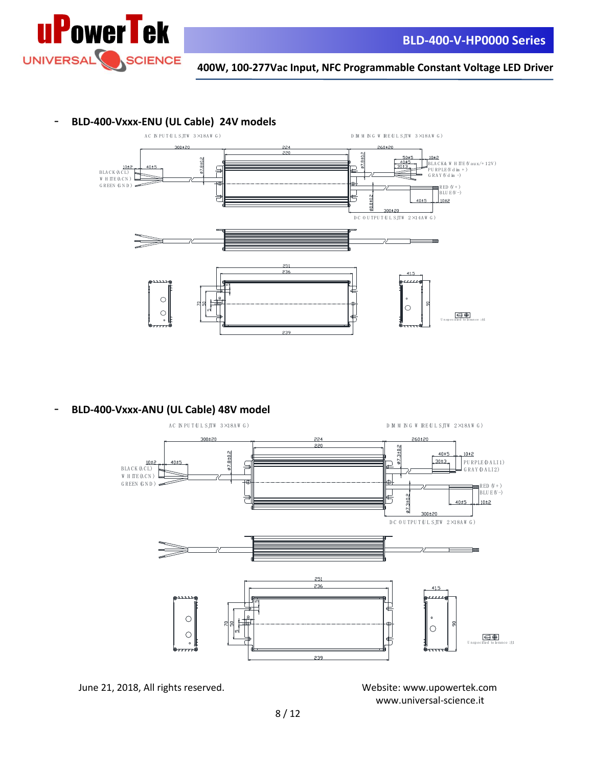- **BLD-400-Vxxx-ENU (UL Cable) 24V models**

AC INPUT (UL SJTW 3×18AWG)

DIMMING WIRE (UL SJTW 3×18AWG)

300±20 | 224 | 220 | 260±20

10±2 | 40±5 | ø7.8±0.2 | ø7.8±0.2 | 50±5 | 40±5 | 30±3 | 10±2

BLACK (ACL)
WHITE (ACN)
GREEN (GND)

BLACK& WHITE (Vaux/+12V)
PURPLE (Vdim+)
GRAY (Vdim-)

RED (V+)
BLUE (V-)

ø8.8±0.2 | 40±5 | 10±2 | 300±20

DC OUTPUT (UL SJTW 2×14AWG)

251 | 236 | 41.5 | 70 | 50 | 5 | 8 | 90 | 239

Unspecified tolerance ±1

- **BLD-400-Vxxx-ANU (UL Cable) 48V model**

AC INPUT (UL SJTW 3×18AWG)

DIMMING WIRE (UL SJTW 2×18AWG)

300±20 | 224 | 220 | 260±20

10±2 | 40±5 | ø7.8±0.2 | ø7.3±0.2 | 40±5 | 30±3 | 10±2

BLACK (ACL)
WHITE (ACN)
GREEN (GND)

PURPLE (DALI1)
GRAY (DALI2)

RED (V+)
BLUE (V-)

ø7.3±0.2 | 40±5 | 10±2 | 300±20

DC OUTPUT (UL SJTW 2×18AWG)

251 | 236 | 41.5 | 70 | 50 | 5 | 8 | 90 | 239

Unspecified tolerance ±1

June 21, 2018, All rights reserved.

Website: www.upowertek.com
www.universal-science.it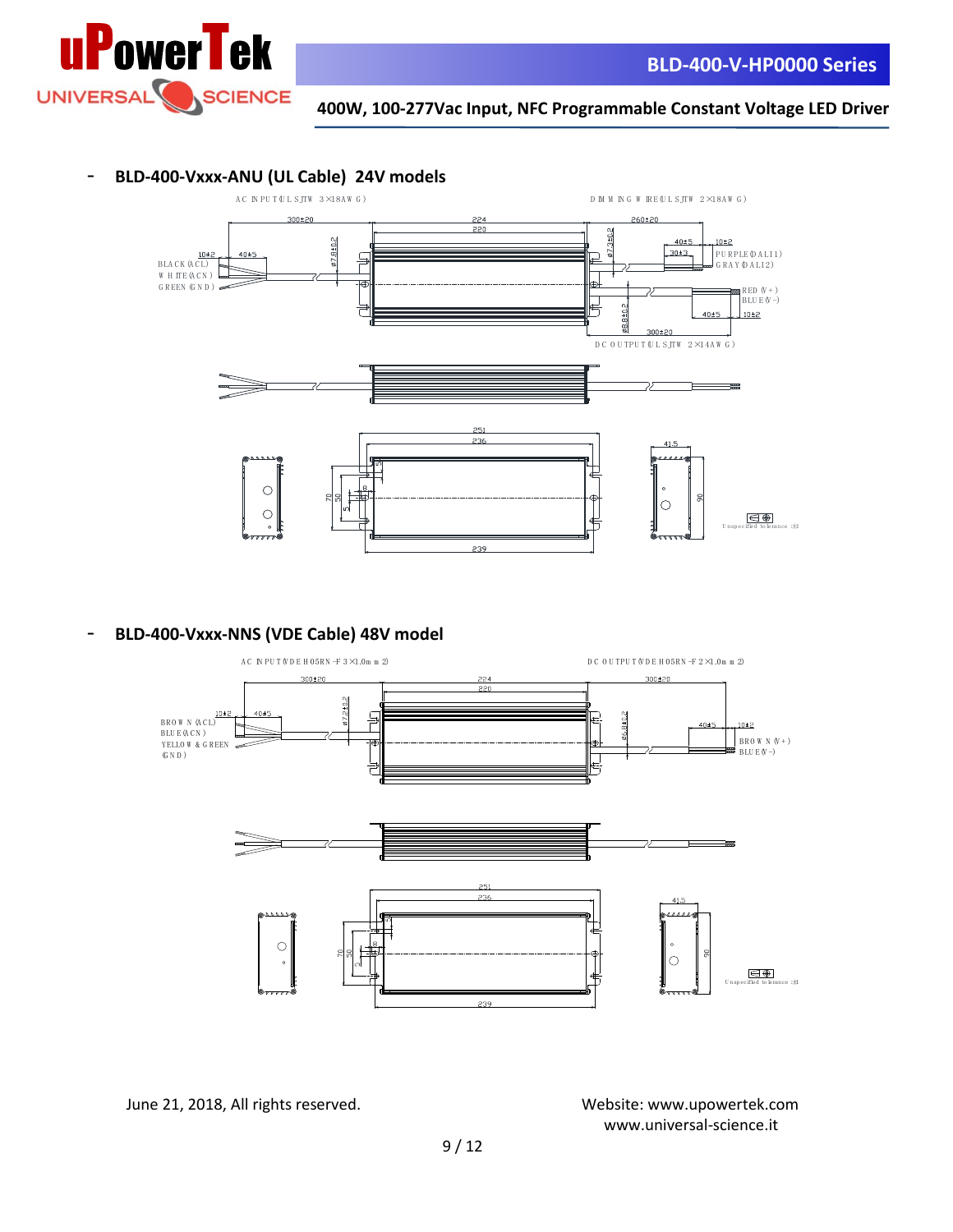- **BLD-400-Vxxx-ANU (UL Cable) 24V models**

AC INPUT (UL SJTW 3×18AWG)

DIMMING WIRE (UL SJTW 2×18AWG)

300±20 224 220 260±20

10±2 40±5 ø7.8±0.2 ø7.3±0.2 40±5 10±2 30±3

BLACK (ACL)
WHITE (ACN)
GREEN (GND)

PURPLE (DALI1)
GRAY (DALI2)

RED (V+)
BLUE (V-)

ø8.8±0.2 40±5 10±2 300±20

DC OUTPUT (UL SJTW 2×14AWG)

251 236 41.5 70 50 5 8 90 239

Unspecified tolerance: ±1

- **BLD-400-Vxxx-NNS (VDE Cable) 48V model**

AC INPUT (VDE H05RN-F 3×1.0mm2)

DC OUTPUT (VDE H05RN-F 2×1.0mm2)

300±20 224 220 300±20

10±2 40±5 ø7.3±0.2 ø6.8±0.2 40±5 10±2

BROWN (ACL)
BLUE (ACN)
YELLOW & GREEN (GND)

BROWN (V+)
BLUE (V-)

251 236 41.5 70 50 5 8 90 239

Unspecified tolerance: ±1

June 21, 2018, All rights reserved.

Website: www.upowertek.com
www.universal-science.it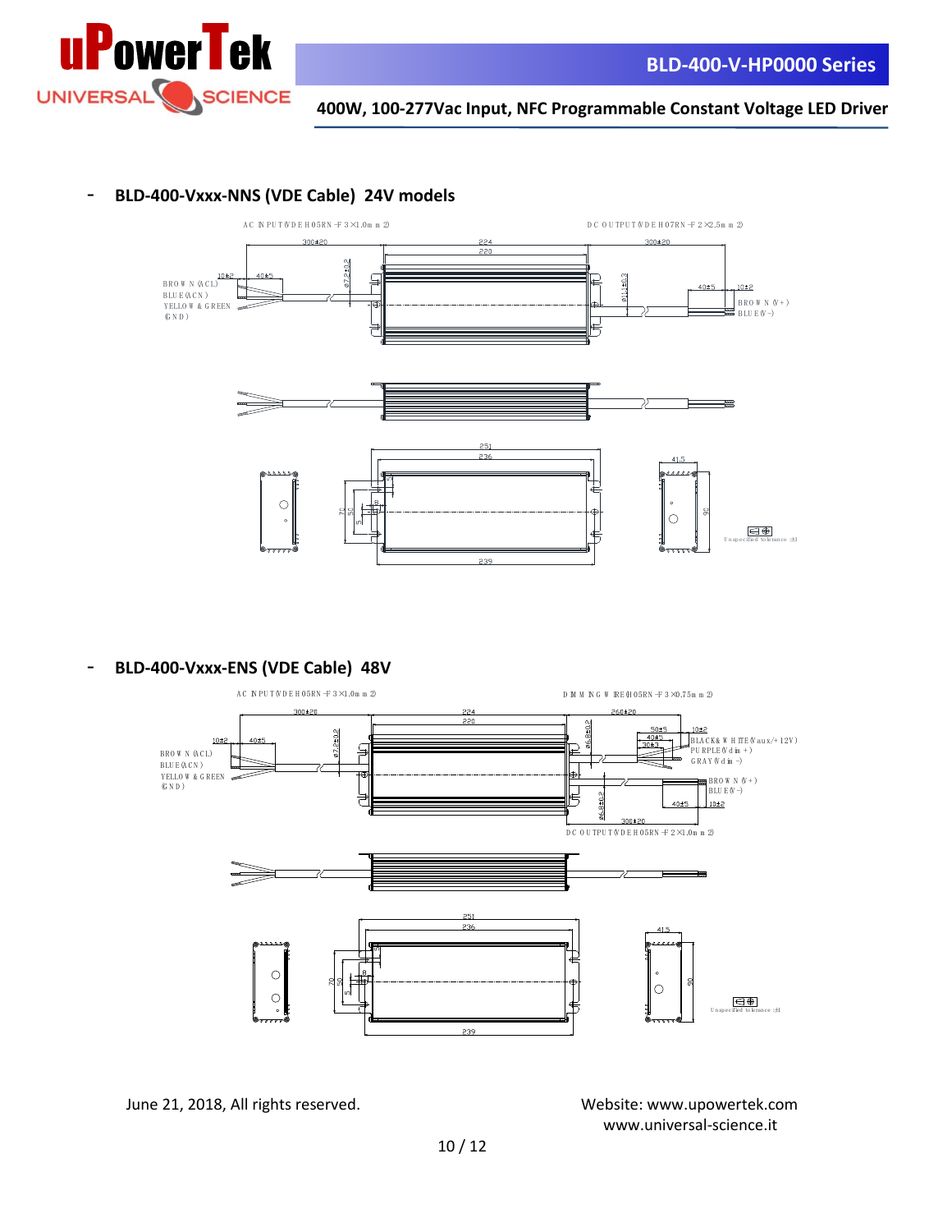- **BLD-400-Vxxx-NNS (VDE Cable) 24V models**

AC INPUT(VDE H05RN-F 3×1.0mm2)

DC OUTPUT(VDE H07RN-F 2×2.5mm2)

BROWN(ACL)
BLUE(ACN)
YELLOW & GREEN (GND)

BROWN(V+)
BLUE(V-)

Unspecified tolerance ±1

- **BLD-400-Vxxx-ENS (VDE Cable) 48V**

AC INPUT(VDE H05RN-F 3×1.0mm2)

DIMMING WIRE(H05RN-F 3×0.75mm2)

DC OUTPUT(VDE H05RN-F 2×1.0mm2)

BROWN(ACL)
BLUE(ACN)
YELLOW & GREEN (GND)

BLACK&WHITE(Vaux/+12V)
PURPLE(Vdim+)
GRAY(Vdim-)

BROWN(V+)
BLUE(V-)

Unspecified tolerance ±1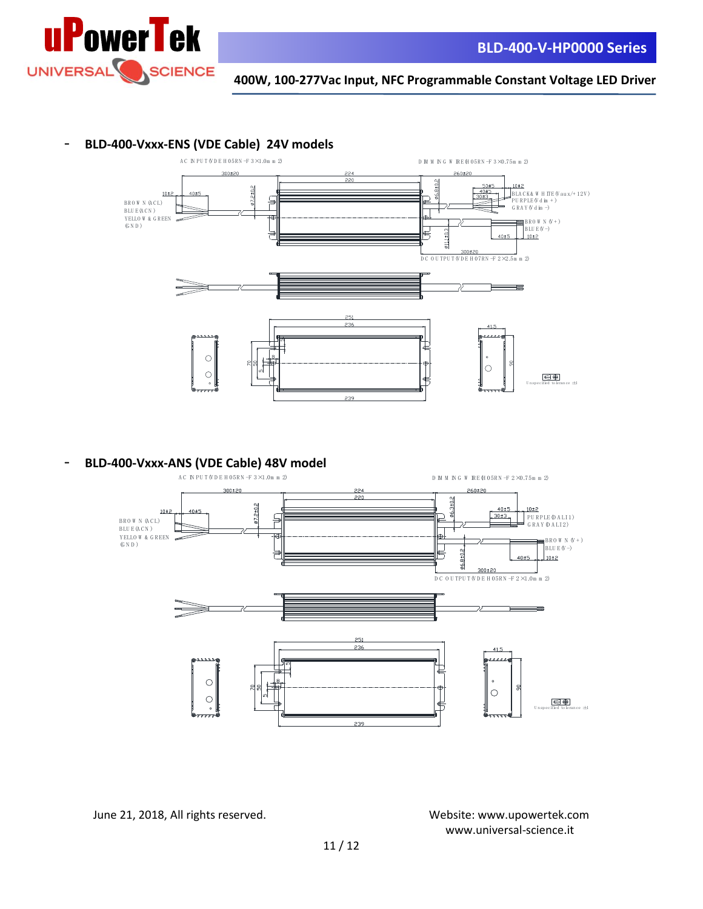- **BLD-400-Vxxx-ENS (VDE Cable) 24V models**

AC INPUT (VDE H05RN-F 3×1.0mm 2)

DIMMING WIRE (H05RN-F 3×0.75mm 2)

300±20 | 224 | 220 | 260±20

10±2 | 40±5 | ø7.2±0.2 | ø6.8±0.2 | 50±5 | 40±5 | 30±3 | 10±2

BROWN (ACL)
BLUE (ACN)
YELLOW & GREEN (GND)

BLACK & WHITE (Vaux/+12V)
PURPLE (Vdim+)
GRAY (Vdim-)

BROWN (V+)
BLUE (V-)

ø11.1±0.3 | 40±5 | 10±2 | 300±20

DC OUTPUT (VDE H07RN-F 2×2.5mm 2)

251 | 236 | 41.5 | 70 | 50 | 5 | 10 | 90 | 239

Unspecified tolerance: ±1

- **BLD-400-Vxxx-ANS (VDE Cable) 48V model**

AC INPUT (VDE H05RN-F 3×1.0mm 2)

DIMMING WIRE (H05RN-F 2×0.75mm 2)

300±20 | 224 | 220 | 260±20

10±2 | 40±5 | ø7.2±0.2 | ø6.3±0.2 | 40±5 | 30±3 | 10±2

BROWN (ACL)
BLUE (ACN)
YELLOW & GREEN (GND)

PURPLE (DALI1)
GRAY (DALI2)

BROWN (V+)
BLUE (V-)

ø6.8±0.2 | 40±5 | 10±2 | 300±20

DC OUTPUT (VDE H05RN-F 2×1.0mm 2)

251 | 236 | 41.5 | 70 | 50 | 5 | 10 | 90 | 239

Unspecified tolerance: ±1

June 21, 2018, All rights reserved.

Website: www.upowertek.com
www.universal-science.it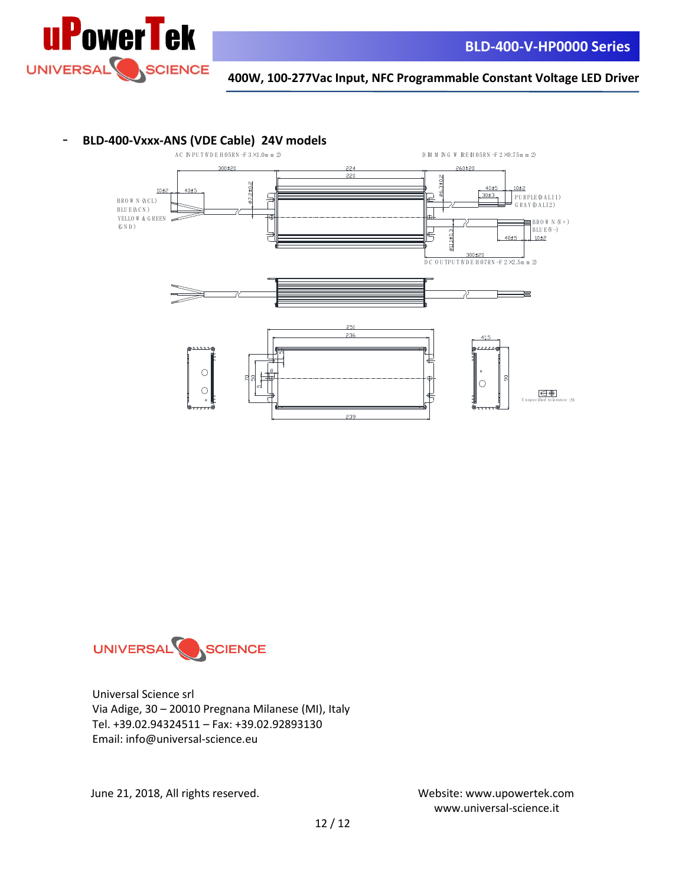- **BLD-400-Vxxx-ANS (VDE Cable) 24V models**

AC INPUT (VDE H05RN-F 3×1.0mm2)

DIMMING WIRE (H05RN-F 2×0.75mm2)

300±20

224

220

260±20

10±2

40±5

ø7.2±0.2

ø6.3±0.2

40±5

10±2

30±3

BROWN (ACL)

BLUE (ACN)

YELLOW & GREEN (GND)

PURPLE (DALI1)

GRAY (DALI2)

BROWN (V+)

BLUE (V-)

ø11±0.3

40±5

10±2

300±20

DC OUTPUT (VDE H07RN-F 2×2.5mm2)

251

236

70

50

8

5

239

41.5

90

Unspecified tolerance: ±1

![UNIVERSAL SCIENCE]

Universal Science srl
Via Adige, 30 – 20010 Pregnana Milanese (MI), Italy
Tel. +39.02.94324511 – Fax: +39.02.92893130
Email: info@universal-science.eu

June 21, 2018, All rights reserved.

Website: www.upowertek.com
www.universal-science.it